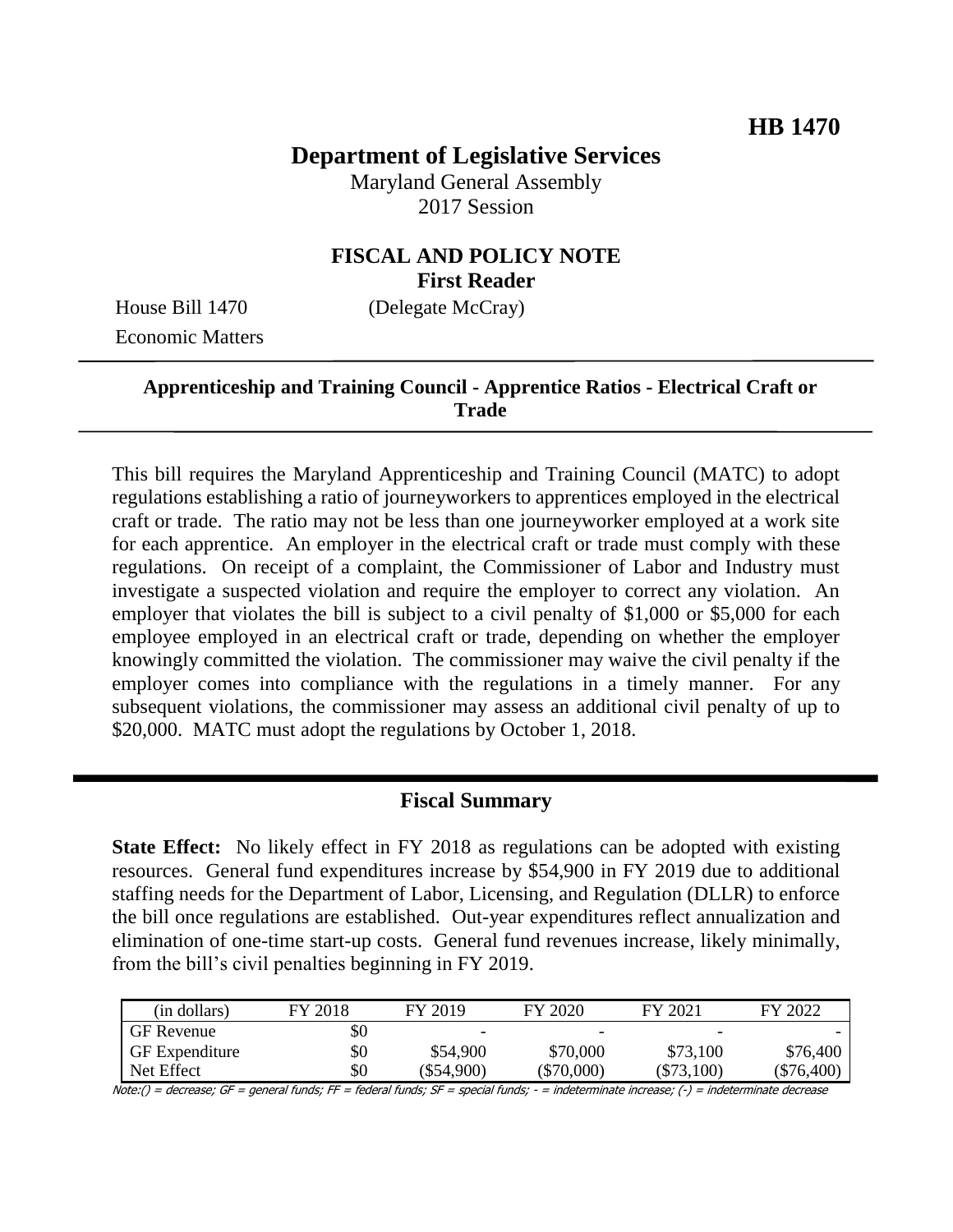**HB 1470**

# Department of Legislative Services

Maryland General Assembly
2017 Session

## FISCAL AND POLICY NOTE
**First Reader**

House Bill 1470 (Delegate McCray)
Economic Matters

**Apprenticeship and Training Council - Apprentice Ratios - Electrical Craft or Trade**

This bill requires the Maryland Apprenticeship and Training Council (MATC) to adopt regulations establishing a ratio of journeyworkers to apprentices employed in the electrical craft or trade. The ratio may not be less than one journeyworker employed at a work site for each apprentice. An employer in the electrical craft or trade must comply with these regulations. On receipt of a complaint, the Commissioner of Labor and Industry must investigate a suspected violation and require the employer to correct any violation. An employer that violates the bill is subject to a civil penalty of $1,000 or $5,000 for each employee employed in an electrical craft or trade, depending on whether the employer knowingly committed the violation. The commissioner may waive the civil penalty if the employer comes into compliance with the regulations in a timely manner. For any subsequent violations, the commissioner may assess an additional civil penalty of up to $20,000. MATC must adopt the regulations by October 1, 2018.

## Fiscal Summary

**State Effect:** No likely effect in FY 2018 as regulations can be adopted with existing resources. General fund expenditures increase by $54,900 in FY 2019 due to additional staffing needs for the Department of Labor, Licensing, and Regulation (DLLR) to enforce the bill once regulations are established. Out-year expenditures reflect annualization and elimination of one-time start-up costs. General fund revenues increase, likely minimally, from the bill's civil penalties beginning in FY 2019.

| (in dollars) | FY 2018 | FY 2019 | FY 2020 | FY 2021 | FY 2022 |
|---|---|---|---|---|---|
| GF Revenue | $0 | - | - | - | - |
| GF Expenditure | $0 | $54,900 | $70,000 | $73,100 | $76,400 |
| Net Effect | $0 | ($54,900) | ($70,000) | ($73,100) | ($76,400) |

Note:() = decrease; GF = general funds; FF = federal funds; SF = special funds; - = indeterminate increase; (-) = indeterminate decrease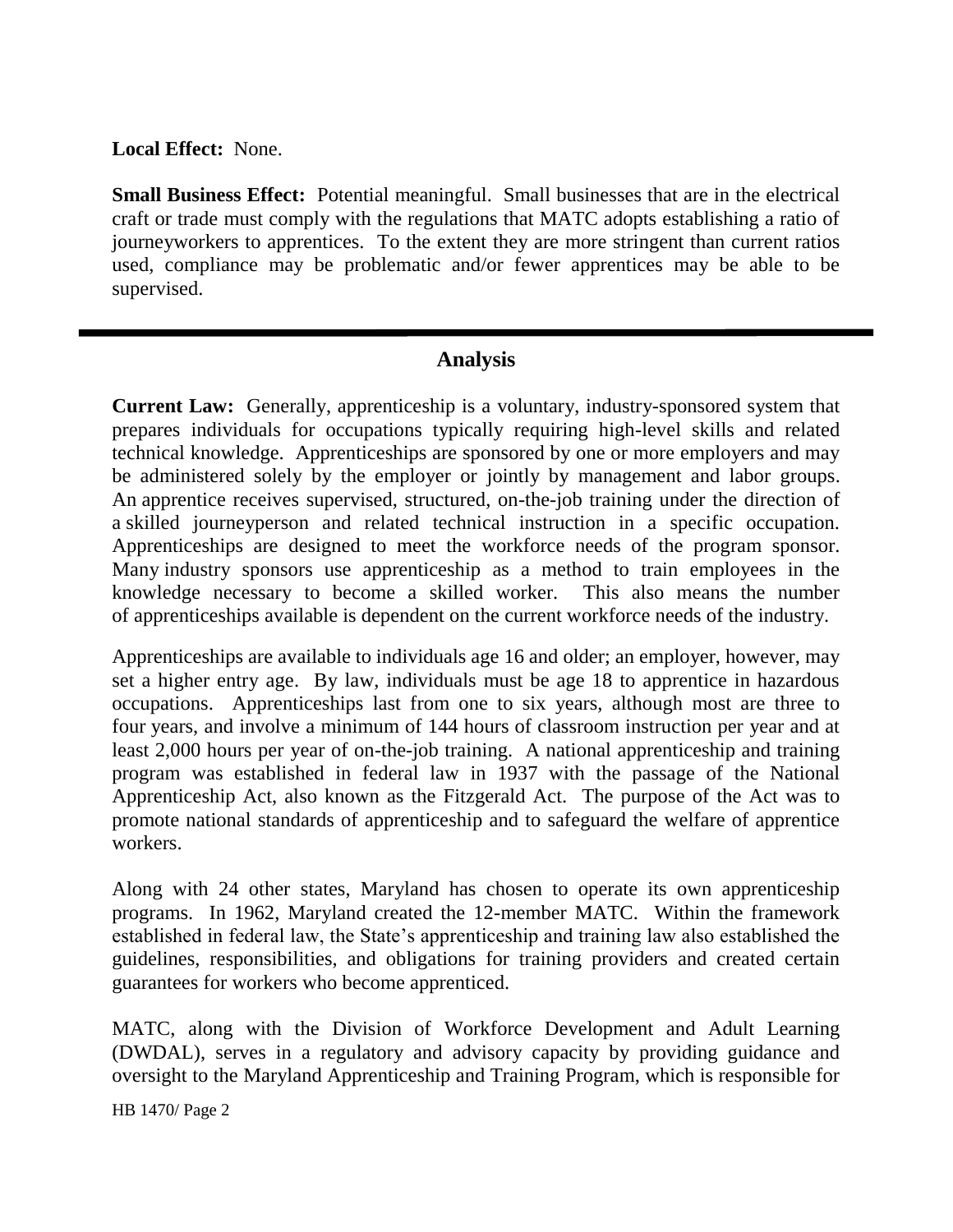**Local Effect:** None.

**Small Business Effect:** Potential meaningful. Small businesses that are in the electrical craft or trade must comply with the regulations that MATC adopts establishing a ratio of journeyworkers to apprentices. To the extent they are more stringent than current ratios used, compliance may be problematic and/or fewer apprentices may be able to be supervised.

---

## Analysis

**Current Law:** Generally, apprenticeship is a voluntary, industry-sponsored system that prepares individuals for occupations typically requiring high-level skills and related technical knowledge. Apprenticeships are sponsored by one or more employers and may be administered solely by the employer or jointly by management and labor groups. An apprentice receives supervised, structured, on-the-job training under the direction of a skilled journeyperson and related technical instruction in a specific occupation. Apprenticeships are designed to meet the workforce needs of the program sponsor. Many industry sponsors use apprenticeship as a method to train employees in the knowledge necessary to become a skilled worker. This also means the number of apprenticeships available is dependent on the current workforce needs of the industry.

Apprenticeships are available to individuals age 16 and older; an employer, however, may set a higher entry age. By law, individuals must be age 18 to apprentice in hazardous occupations. Apprenticeships last from one to six years, although most are three to four years, and involve a minimum of 144 hours of classroom instruction per year and at least 2,000 hours per year of on-the-job training. A national apprenticeship and training program was established in federal law in 1937 with the passage of the National Apprenticeship Act, also known as the Fitzgerald Act. The purpose of the Act was to promote national standards of apprenticeship and to safeguard the welfare of apprentice workers.

Along with 24 other states, Maryland has chosen to operate its own apprenticeship programs. In 1962, Maryland created the 12-member MATC. Within the framework established in federal law, the State's apprenticeship and training law also established the guidelines, responsibilities, and obligations for training providers and created certain guarantees for workers who become apprenticed.

MATC, along with the Division of Workforce Development and Adult Learning (DWDAL), serves in a regulatory and advisory capacity by providing guidance and oversight to the Maryland Apprenticeship and Training Program, which is responsible for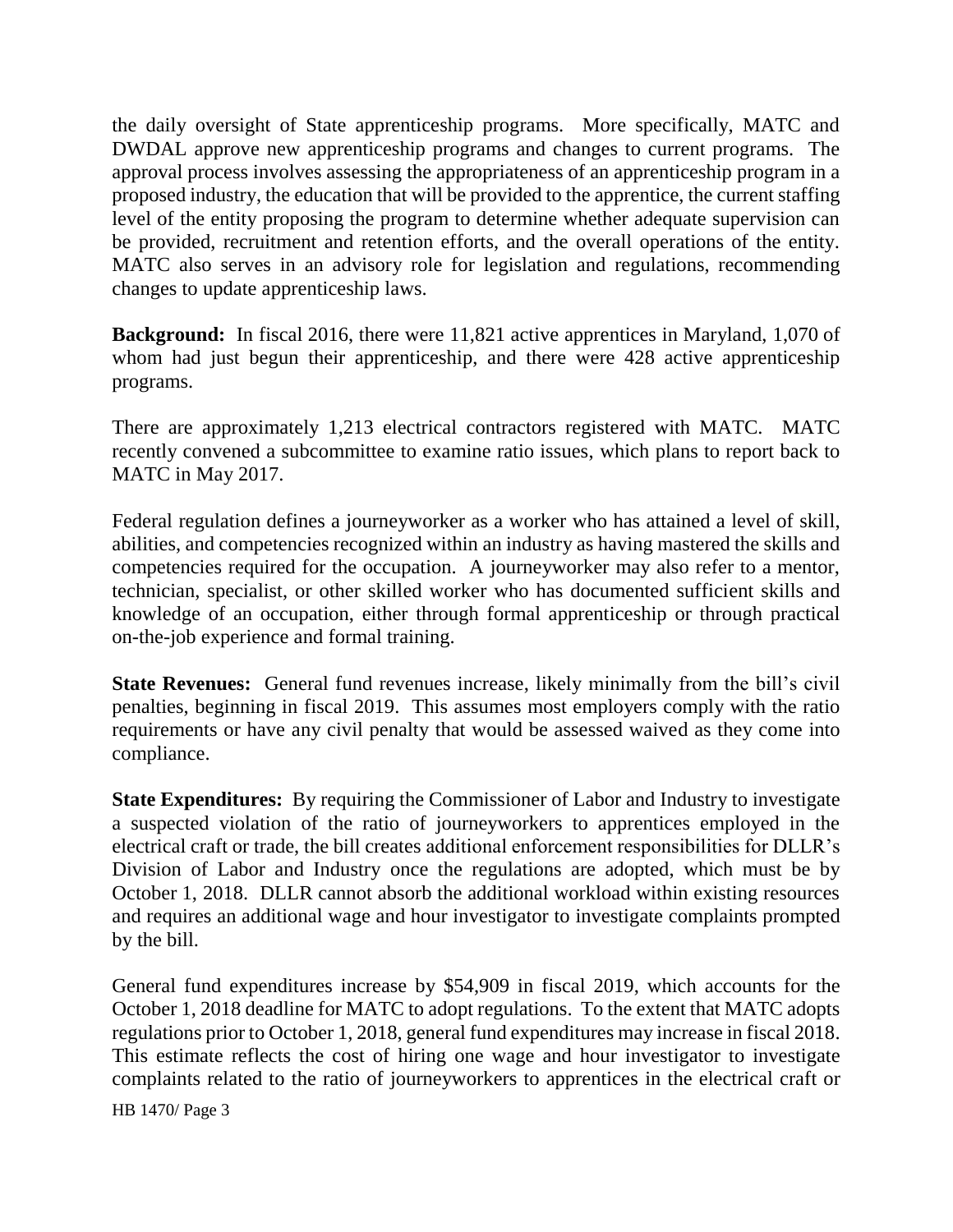the daily oversight of State apprenticeship programs. More specifically, MATC and DWDAL approve new apprenticeship programs and changes to current programs. The approval process involves assessing the appropriateness of an apprenticeship program in a proposed industry, the education that will be provided to the apprentice, the current staffing level of the entity proposing the program to determine whether adequate supervision can be provided, recruitment and retention efforts, and the overall operations of the entity. MATC also serves in an advisory role for legislation and regulations, recommending changes to update apprenticeship laws.

**Background:** In fiscal 2016, there were 11,821 active apprentices in Maryland, 1,070 of whom had just begun their apprenticeship, and there were 428 active apprenticeship programs.

There are approximately 1,213 electrical contractors registered with MATC. MATC recently convened a subcommittee to examine ratio issues, which plans to report back to MATC in May 2017.

Federal regulation defines a journeyworker as a worker who has attained a level of skill, abilities, and competencies recognized within an industry as having mastered the skills and competencies required for the occupation. A journeyworker may also refer to a mentor, technician, specialist, or other skilled worker who has documented sufficient skills and knowledge of an occupation, either through formal apprenticeship or through practical on-the-job experience and formal training.

**State Revenues:** General fund revenues increase, likely minimally from the bill's civil penalties, beginning in fiscal 2019. This assumes most employers comply with the ratio requirements or have any civil penalty that would be assessed waived as they come into compliance.

**State Expenditures:** By requiring the Commissioner of Labor and Industry to investigate a suspected violation of the ratio of journeyworkers to apprentices employed in the electrical craft or trade, the bill creates additional enforcement responsibilities for DLLR's Division of Labor and Industry once the regulations are adopted, which must be by October 1, 2018. DLLR cannot absorb the additional workload within existing resources and requires an additional wage and hour investigator to investigate complaints prompted by the bill.

General fund expenditures increase by $54,909 in fiscal 2019, which accounts for the October 1, 2018 deadline for MATC to adopt regulations. To the extent that MATC adopts regulations prior to October 1, 2018, general fund expenditures may increase in fiscal 2018. This estimate reflects the cost of hiring one wage and hour investigator to investigate complaints related to the ratio of journeyworkers to apprentices in the electrical craft or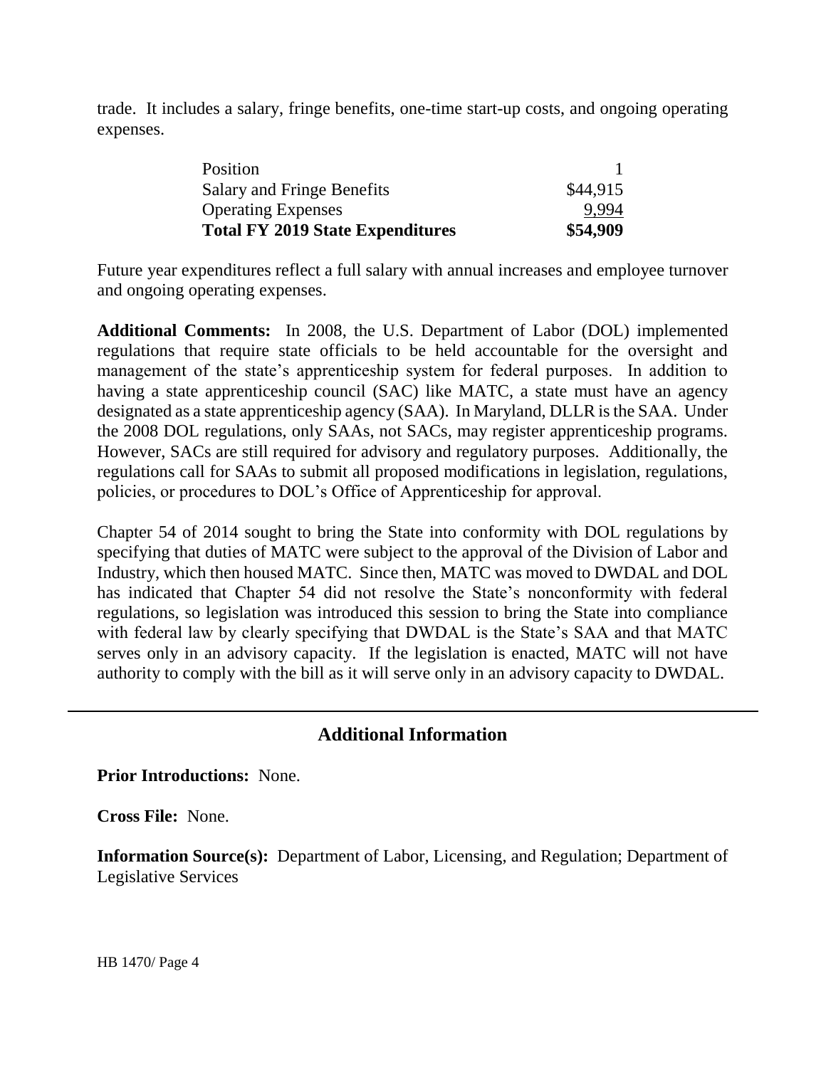trade. It includes a salary, fringe benefits, one-time start-up costs, and ongoing operating expenses.

| | |
|---|---|
| Position | 1 |
| Salary and Fringe Benefits | $44,915 |
| Operating Expenses | 9,994 |
| **Total FY 2019 State Expenditures** | **$54,909** |

Future year expenditures reflect a full salary with annual increases and employee turnover and ongoing operating expenses.

**Additional Comments:** In 2008, the U.S. Department of Labor (DOL) implemented regulations that require state officials to be held accountable for the oversight and management of the state's apprenticeship system for federal purposes. In addition to having a state apprenticeship council (SAC) like MATC, a state must have an agency designated as a state apprenticeship agency (SAA). In Maryland, DLLR is the SAA. Under the 2008 DOL regulations, only SAAs, not SACs, may register apprenticeship programs. However, SACs are still required for advisory and regulatory purposes. Additionally, the regulations call for SAAs to submit all proposed modifications in legislation, regulations, policies, or procedures to DOL's Office of Apprenticeship for approval.

Chapter 54 of 2014 sought to bring the State into conformity with DOL regulations by specifying that duties of MATC were subject to the approval of the Division of Labor and Industry, which then housed MATC. Since then, MATC was moved to DWDAL and DOL has indicated that Chapter 54 did not resolve the State's nonconformity with federal regulations, so legislation was introduced this session to bring the State into compliance with federal law by clearly specifying that DWDAL is the State's SAA and that MATC serves only in an advisory capacity. If the legislation is enacted, MATC will not have authority to comply with the bill as it will serve only in an advisory capacity to DWDAL.

## Additional Information

**Prior Introductions:** None.

**Cross File:** None.

**Information Source(s):** Department of Labor, Licensing, and Regulation; Department of Legislative Services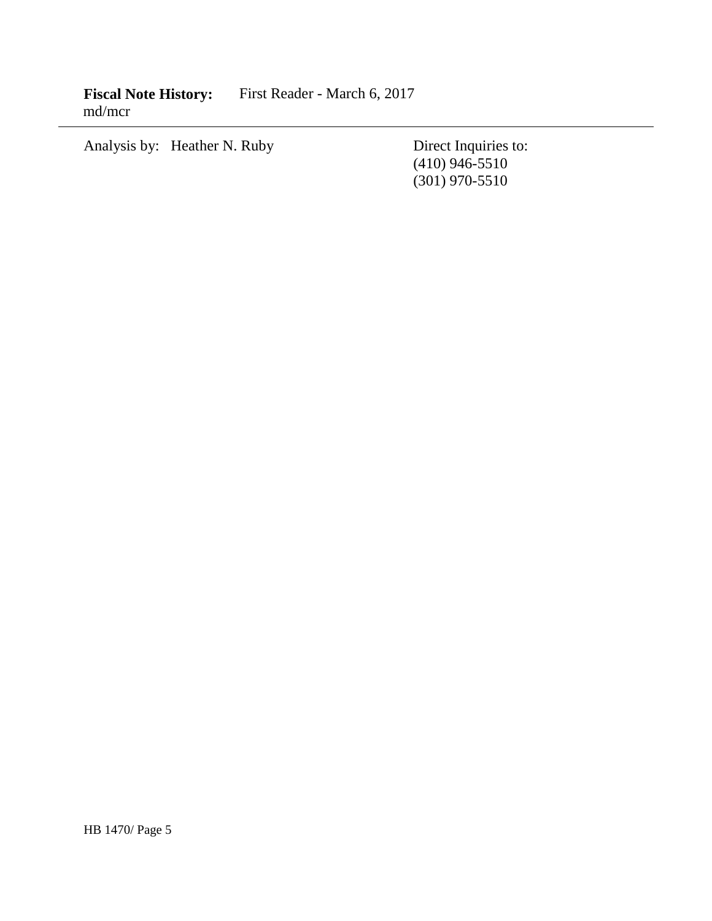**Fiscal Note History:** First Reader - March 6, 2017
md/mcr

---

Analysis by: Heather N. Ruby

Direct Inquiries to:
(410) 946-5510
(301) 970-5510